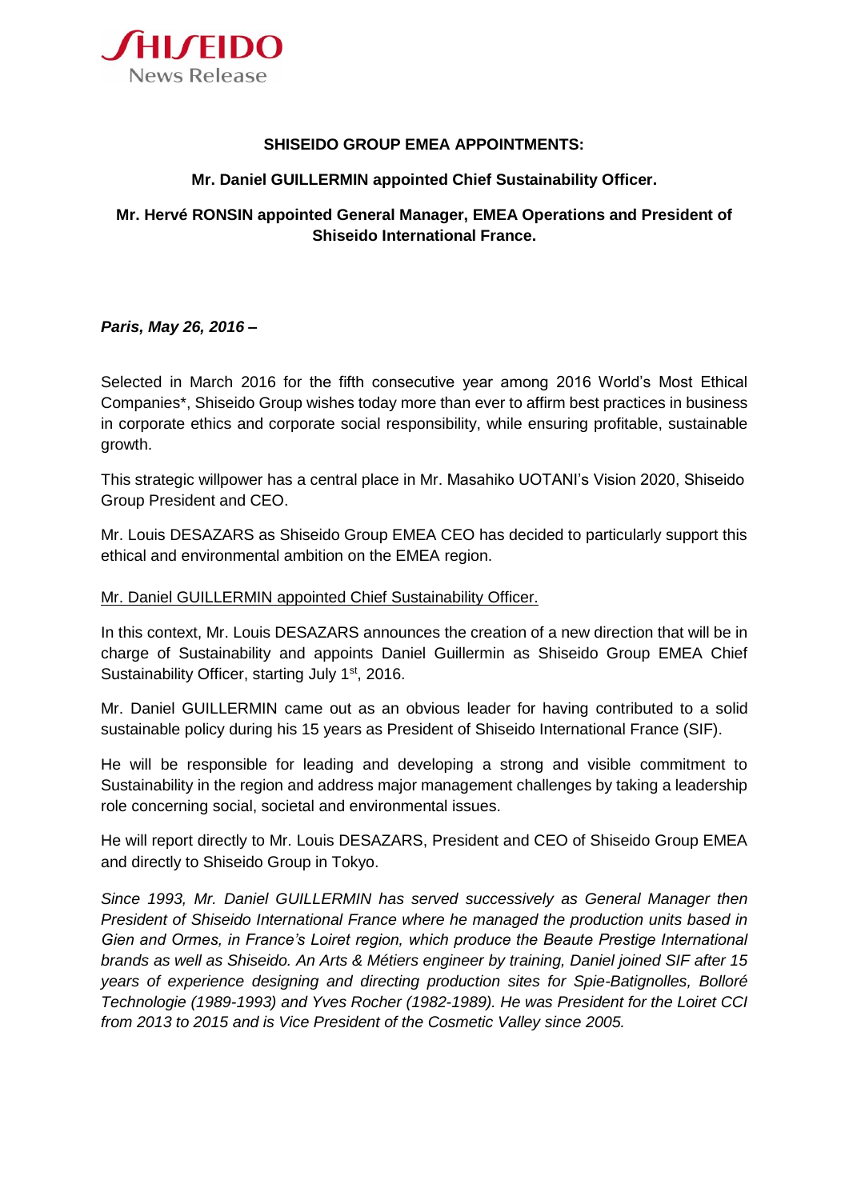SHISEIDO
News Release

**SHISEIDO GROUP EMEA APPOINTMENTS:**

**Mr. Daniel GUILLERMIN appointed Chief Sustainability Officer.**

**Mr. Hervé RONSIN appointed General Manager, EMEA Operations and President of Shiseido International France.**

***Paris, May 26, 2016 –***

Selected in March 2016 for the fifth consecutive year among 2016 World's Most Ethical Companies*, Shiseido Group wishes today more than ever to affirm best practices in business in corporate ethics and corporate social responsibility, while ensuring profitable, sustainable growth.

This strategic willpower has a central place in Mr. Masahiko UOTANI's Vision 2020, Shiseido Group President and CEO.

Mr. Louis DESAZARS as Shiseido Group EMEA CEO has decided to particularly support this ethical and environmental ambition on the EMEA region.

Mr. Daniel GUILLERMIN appointed Chief Sustainability Officer.

In this context, Mr. Louis DESAZARS announces the creation of a new direction that will be in charge of Sustainability and appoints Daniel Guillermin as Shiseido Group EMEA Chief Sustainability Officer, starting July 1st, 2016.

Mr. Daniel GUILLERMIN came out as an obvious leader for having contributed to a solid sustainable policy during his 15 years as President of Shiseido International France (SIF).

He will be responsible for leading and developing a strong and visible commitment to Sustainability in the region and address major management challenges by taking a leadership role concerning social, societal and environmental issues.

He will report directly to Mr. Louis DESAZARS, President and CEO of Shiseido Group EMEA and directly to Shiseido Group in Tokyo.

*Since 1993, Mr. Daniel GUILLERMIN has served successively as General Manager then President of Shiseido International France where he managed the production units based in Gien and Ormes, in France's Loiret region, which produce the Beaute Prestige International brands as well as Shiseido. An Arts & Métiers engineer by training, Daniel joined SIF after 15 years of experience designing and directing production sites for Spie-Batignolles, Bolloré Technologie (1989-1993) and Yves Rocher (1982-1989). He was President for the Loiret CCI from 2013 to 2015 and is Vice President of the Cosmetic Valley since 2005.*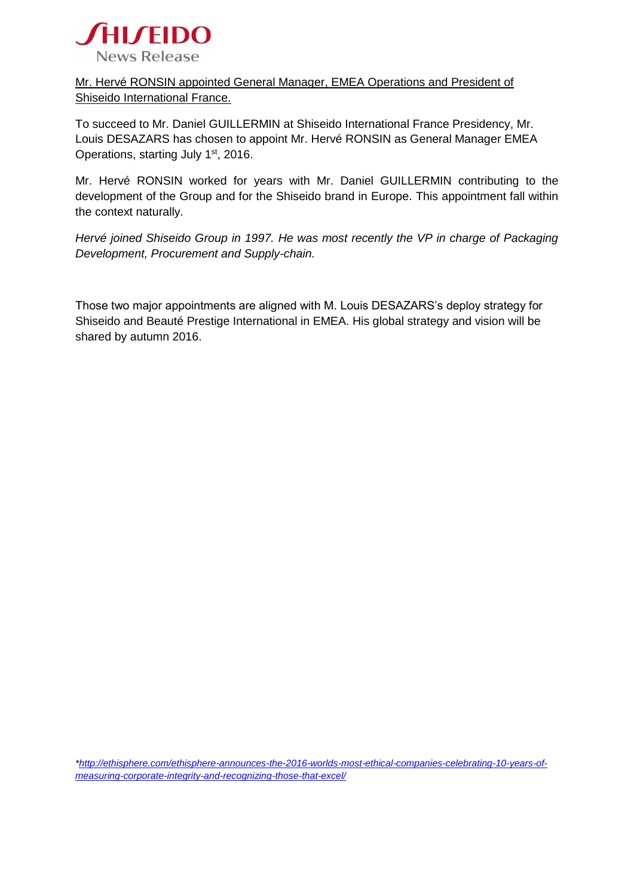Mr. Hervé RONSIN appointed General Manager, EMEA Operations and President of Shiseido International France.

To succeed to Mr. Daniel GUILLERMIN at Shiseido International France Presidency, Mr. Louis DESAZARS has chosen to appoint Mr. Hervé RONSIN as General Manager EMEA Operations, starting July 1st, 2016.

Mr. Hervé RONSIN worked for years with Mr. Daniel GUILLERMIN contributing to the development of the Group and for the Shiseido brand in Europe. This appointment fall within the context naturally.

*Hervé joined Shiseido Group in 1997. He was most recently the VP in charge of Packaging Development, Procurement and Supply-chain.*

Those two major appointments are aligned with M. Louis DESAZARS's deploy strategy for Shiseido and Beauté Prestige International in EMEA. His global strategy and vision will be shared by autumn 2016.

**http://ethisphere.com/ethisphere-announces-the-2016-worlds-most-ethical-companies-celebrating-10-years-of-measuring-corporate-integrity-and-recognizing-those-that-excel/*